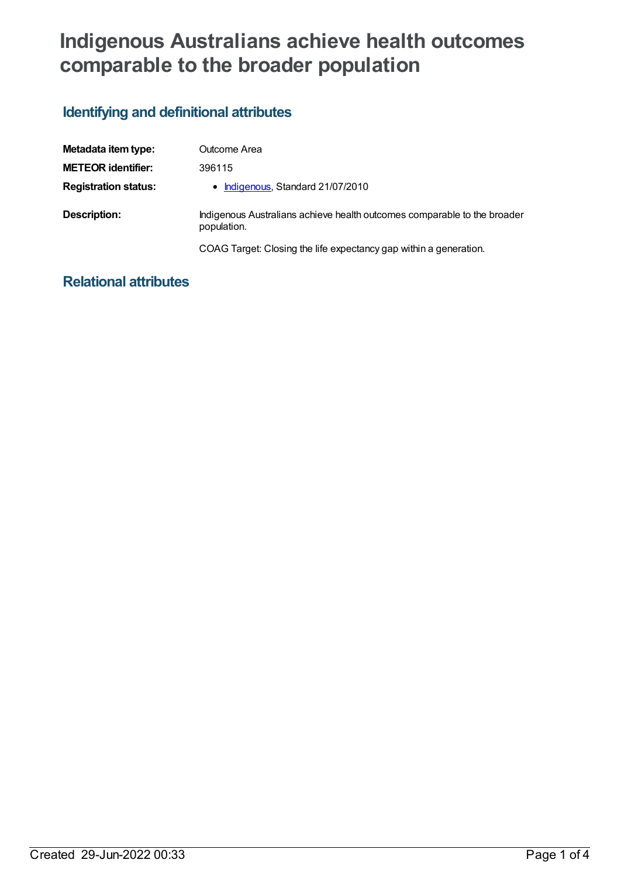# Indigenous Australians achieve health outcomes comparable to the broader population

## Identifying and definitional attributes

| | |
|---|---|
| **Metadata item type:** | Outcome Area |
| **METEOR identifier:** | 396115 |
| **Registration status:** | • Indigenous, Standard 21/07/2010 |
| **Description:** | Indigenous Australians achieve health outcomes comparable to the broader population.<br><br>COAG Target: Closing the life expectancy gap within a generation. |

## Relational attributes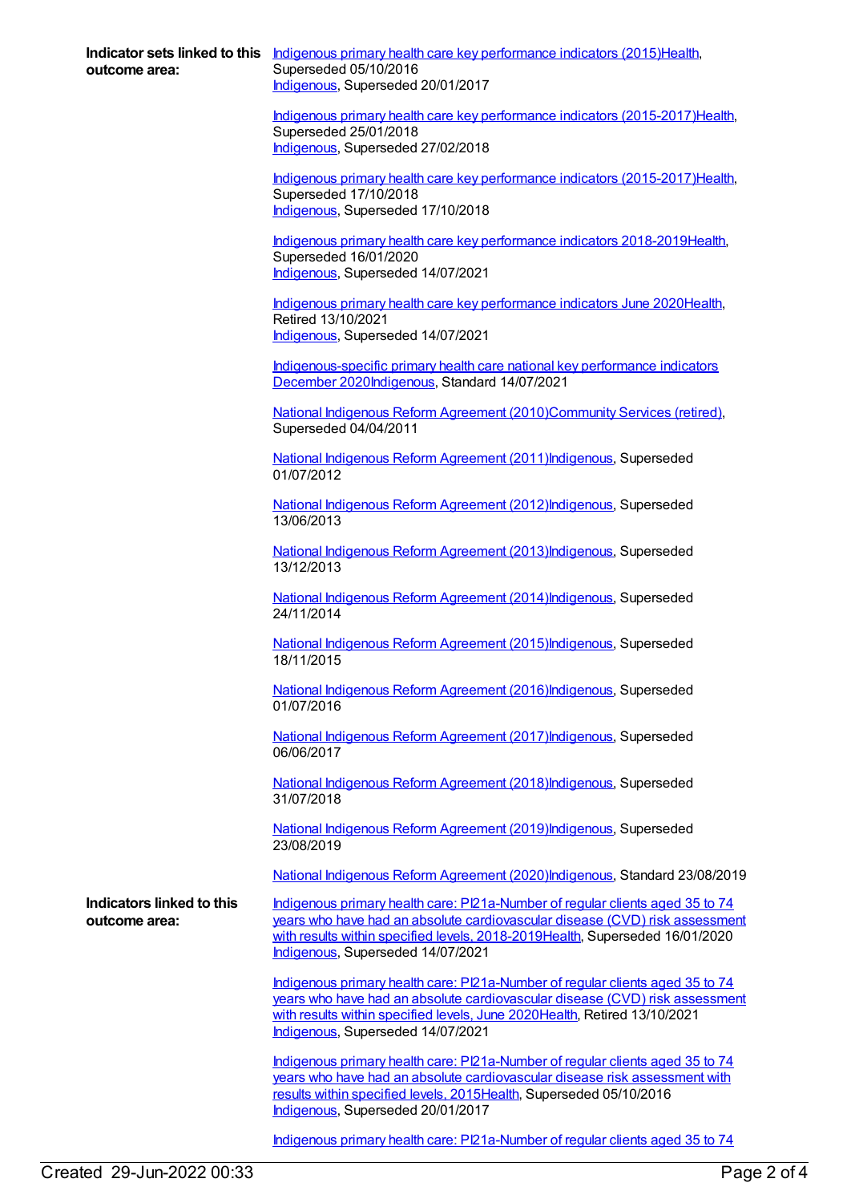**Indicator sets linked to this outcome area:**

Indigenous primary health care key performance indicators (2015)Health, Superseded 05/10/2016
Indigenous, Superseded 20/01/2017

Indigenous primary health care key performance indicators (2015-2017)Health, Superseded 25/01/2018
Indigenous, Superseded 27/02/2018

Indigenous primary health care key performance indicators (2015-2017)Health, Superseded 17/10/2018
Indigenous, Superseded 17/10/2018

Indigenous primary health care key performance indicators 2018-2019Health, Superseded 16/01/2020
Indigenous, Superseded 14/07/2021

Indigenous primary health care key performance indicators June 2020Health, Retired 13/10/2021
Indigenous, Superseded 14/07/2021

Indigenous-specific primary health care national key performance indicators December 2020Indigenous, Standard 14/07/2021

National Indigenous Reform Agreement (2010)Community Services (retired), Superseded 04/04/2011

National Indigenous Reform Agreement (2011)Indigenous, Superseded 01/07/2012

National Indigenous Reform Agreement (2012)Indigenous, Superseded 13/06/2013

National Indigenous Reform Agreement (2013)Indigenous, Superseded 13/12/2013

National Indigenous Reform Agreement (2014)Indigenous, Superseded 24/11/2014

National Indigenous Reform Agreement (2015)Indigenous, Superseded 18/11/2015

National Indigenous Reform Agreement (2016)Indigenous, Superseded 01/07/2016

National Indigenous Reform Agreement (2017)Indigenous, Superseded 06/06/2017

National Indigenous Reform Agreement (2018)Indigenous, Superseded 31/07/2018

National Indigenous Reform Agreement (2019)Indigenous, Superseded 23/08/2019

National Indigenous Reform Agreement (2020)Indigenous, Standard 23/08/2019

**Indicators linked to this outcome area:**

Indigenous primary health care: PI21a-Number of regular clients aged 35 to 74 years who have had an absolute cardiovascular disease (CVD) risk assessment with results within specified levels, 2018-2019Health, Superseded 16/01/2020
Indigenous, Superseded 14/07/2021

Indigenous primary health care: PI21a-Number of regular clients aged 35 to 74 years who have had an absolute cardiovascular disease (CVD) risk assessment with results within specified levels, June 2020Health, Retired 13/10/2021
Indigenous, Superseded 14/07/2021

Indigenous primary health care: PI21a-Number of regular clients aged 35 to 74 years who have had an absolute cardiovascular disease risk assessment with results within specified levels, 2015Health, Superseded 05/10/2016
Indigenous, Superseded 20/01/2017

Indigenous primary health care: PI21a-Number of regular clients aged 35 to 74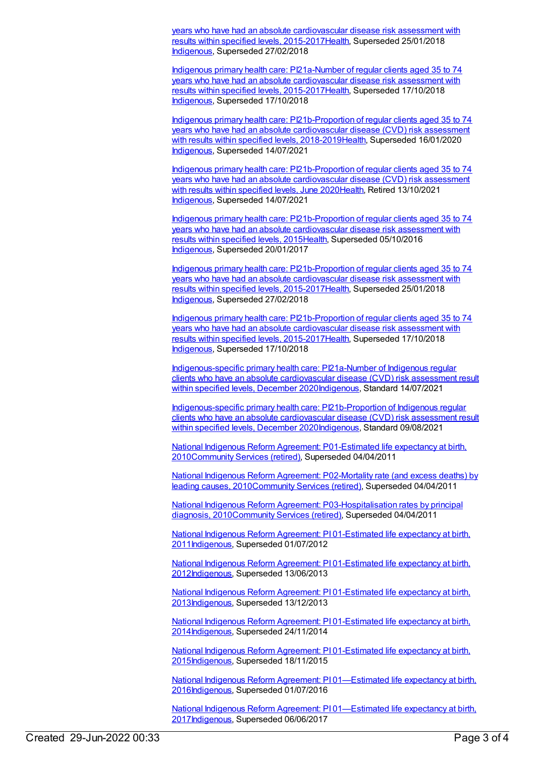years who have had an absolute cardiovascular disease risk assessment with results within specified levels, 2015-2017Health, Superseded 25/01/2018
Indigenous, Superseded 27/02/2018

Indigenous primary health care: PI21a-Number of regular clients aged 35 to 74 years who have had an absolute cardiovascular disease risk assessment with results within specified levels, 2015-2017Health, Superseded 17/10/2018
Indigenous, Superseded 17/10/2018

Indigenous primary health care: PI21b-Proportion of regular clients aged 35 to 74 years who have had an absolute cardiovascular disease (CVD) risk assessment with results within specified levels, 2018-2019Health, Superseded 16/01/2020
Indigenous, Superseded 14/07/2021

Indigenous primary health care: PI21b-Proportion of regular clients aged 35 to 74 years who have had an absolute cardiovascular disease (CVD) risk assessment with results within specified levels, June 2020Health, Retired 13/10/2021
Indigenous, Superseded 14/07/2021

Indigenous primary health care: PI21b-Proportion of regular clients aged 35 to 74 years who have had an absolute cardiovascular disease risk assessment with results within specified levels, 2015Health, Superseded 05/10/2016
Indigenous, Superseded 20/01/2017

Indigenous primary health care: PI21b-Proportion of regular clients aged 35 to 74 years who have had an absolute cardiovascular disease risk assessment with results within specified levels, 2015-2017Health, Superseded 25/01/2018
Indigenous, Superseded 27/02/2018

Indigenous primary health care: PI21b-Proportion of regular clients aged 35 to 74 years who have had an absolute cardiovascular disease risk assessment with results within specified levels, 2015-2017Health, Superseded 17/10/2018
Indigenous, Superseded 17/10/2018

Indigenous-specific primary health care: PI21a-Number of Indigenous regular clients who have an absolute cardiovascular disease (CVD) risk assessment result within specified levels, December 2020Indigenous, Standard 14/07/2021

Indigenous-specific primary health care: PI21b-Proportion of Indigenous regular clients who have an absolute cardiovascular disease (CVD) risk assessment result within specified levels, December 2020Indigenous, Standard 09/08/2021

National Indigenous Reform Agreement: P01-Estimated life expectancy at birth, 2010Community Services (retired), Superseded 04/04/2011

National Indigenous Reform Agreement: P02-Mortality rate (and excess deaths) by leading causes, 2010Community Services (retired), Superseded 04/04/2011

National Indigenous Reform Agreement: P03-Hospitalisation rates by principal diagnosis, 2010Community Services (retired), Superseded 04/04/2011

National Indigenous Reform Agreement: PI 01-Estimated life expectancy at birth, 2011Indigenous, Superseded 01/07/2012

National Indigenous Reform Agreement: PI 01-Estimated life expectancy at birth, 2012Indigenous, Superseded 13/06/2013

National Indigenous Reform Agreement: PI 01-Estimated life expectancy at birth, 2013Indigenous, Superseded 13/12/2013

National Indigenous Reform Agreement: PI 01-Estimated life expectancy at birth, 2014Indigenous, Superseded 24/11/2014

National Indigenous Reform Agreement: PI 01-Estimated life expectancy at birth, 2015Indigenous, Superseded 18/11/2015

National Indigenous Reform Agreement: PI 01—Estimated life expectancy at birth, 2016Indigenous, Superseded 01/07/2016

National Indigenous Reform Agreement: PI 01—Estimated life expectancy at birth, 2017Indigenous, Superseded 06/06/2017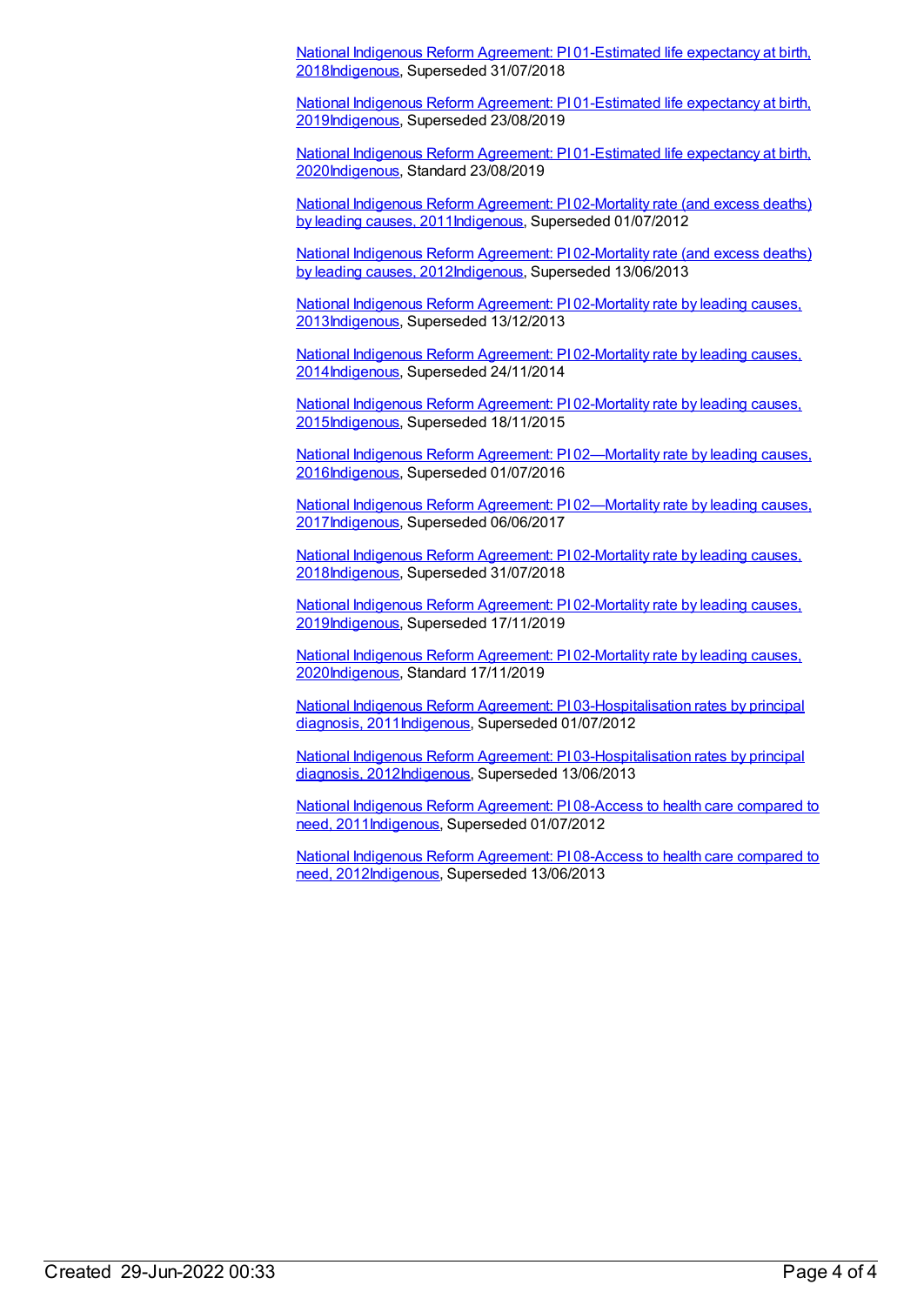National Indigenous Reform Agreement: PI 01-Estimated life expectancy at birth, 2018Indigenous, Superseded 31/07/2018

National Indigenous Reform Agreement: PI 01-Estimated life expectancy at birth, 2019Indigenous, Superseded 23/08/2019

National Indigenous Reform Agreement: PI 01-Estimated life expectancy at birth, 2020Indigenous, Standard 23/08/2019

National Indigenous Reform Agreement: PI 02-Mortality rate (and excess deaths) by leading causes, 2011Indigenous, Superseded 01/07/2012

National Indigenous Reform Agreement: PI 02-Mortality rate (and excess deaths) by leading causes, 2012Indigenous, Superseded 13/06/2013

National Indigenous Reform Agreement: PI 02-Mortality rate by leading causes, 2013Indigenous, Superseded 13/12/2013

National Indigenous Reform Agreement: PI 02-Mortality rate by leading causes, 2014Indigenous, Superseded 24/11/2014

National Indigenous Reform Agreement: PI 02-Mortality rate by leading causes, 2015Indigenous, Superseded 18/11/2015

National Indigenous Reform Agreement: PI 02—Mortality rate by leading causes, 2016Indigenous, Superseded 01/07/2016

National Indigenous Reform Agreement: PI 02—Mortality rate by leading causes, 2017Indigenous, Superseded 06/06/2017

National Indigenous Reform Agreement: PI 02-Mortality rate by leading causes, 2018Indigenous, Superseded 31/07/2018

National Indigenous Reform Agreement: PI 02-Mortality rate by leading causes, 2019Indigenous, Superseded 17/11/2019

National Indigenous Reform Agreement: PI 02-Mortality rate by leading causes, 2020Indigenous, Standard 17/11/2019

National Indigenous Reform Agreement: PI 03-Hospitalisation rates by principal diagnosis, 2011Indigenous, Superseded 01/07/2012

National Indigenous Reform Agreement: PI 03-Hospitalisation rates by principal diagnosis, 2012Indigenous, Superseded 13/06/2013

National Indigenous Reform Agreement: PI 08-Access to health care compared to need, 2011Indigenous, Superseded 01/07/2012

National Indigenous Reform Agreement: PI 08-Access to health care compared to need, 2012Indigenous, Superseded 13/06/2013